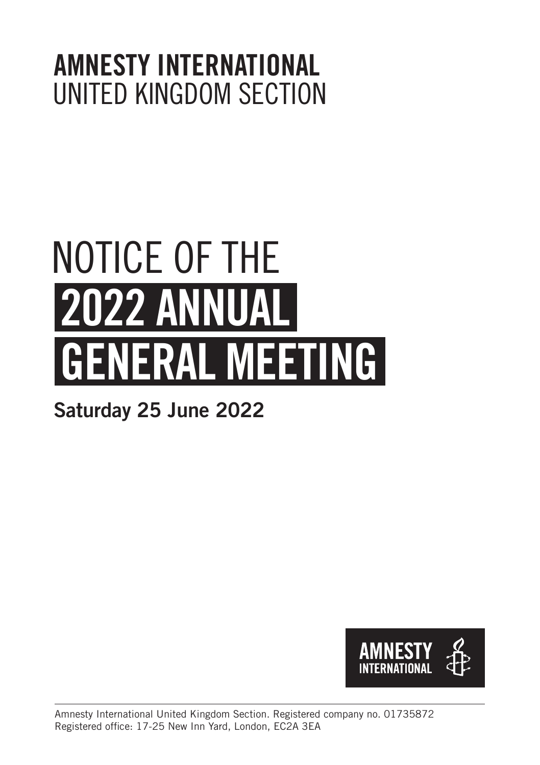**AMNESTY INTERNATIONAL**
UNITED KINGDOM SECTION

# NOTICE OF THE 2022 ANNUAL GENERAL MEETING

**Saturday 25 June 2022**

AMNESTY INTERNATIONAL

Amnesty International United Kingdom Section. Registered company no. 01735872
Registered office: 17-25 New Inn Yard, London, EC2A 3EA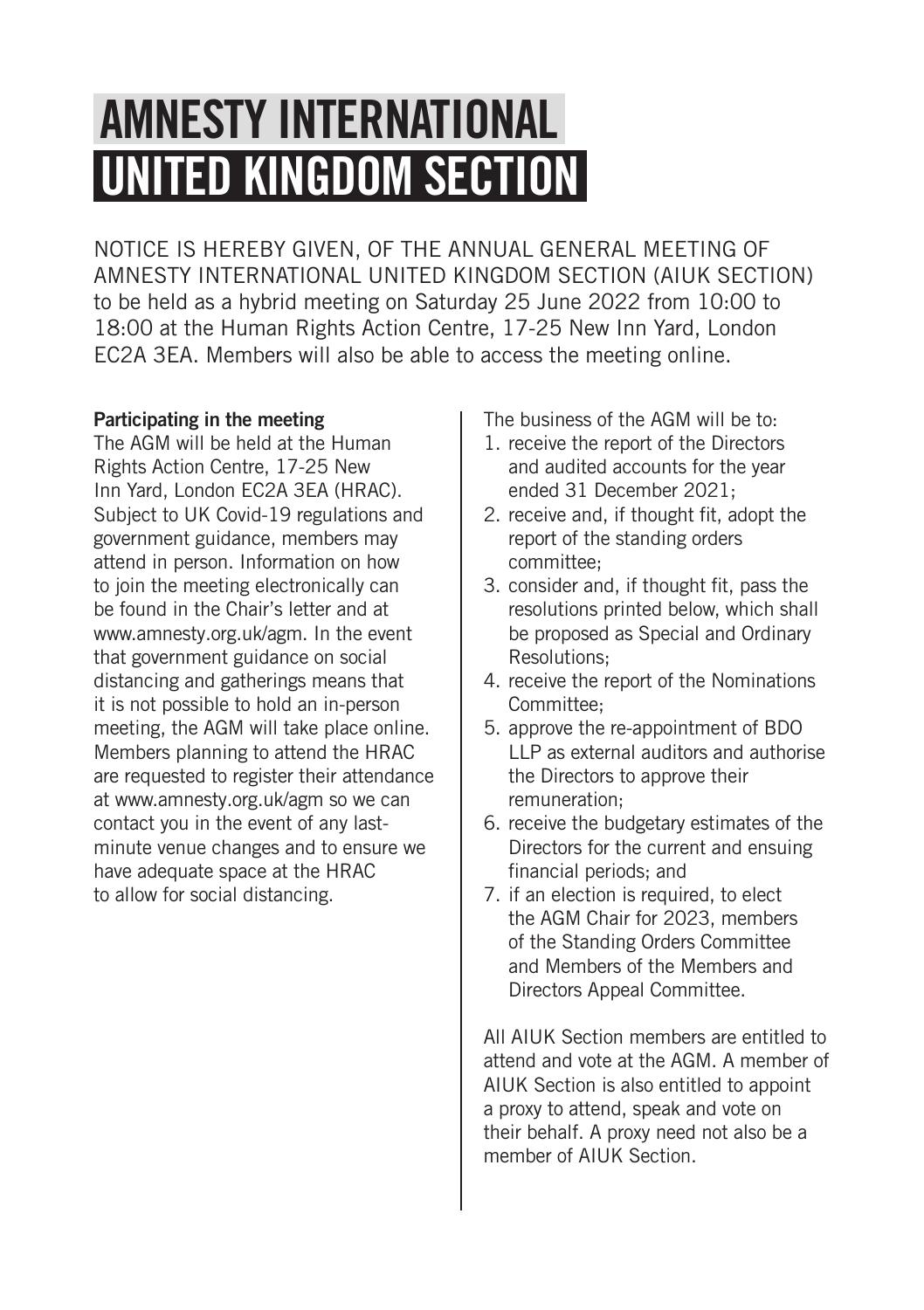# AMNESTY INTERNATIONAL UNITED KINGDOM SECTION

NOTICE IS HEREBY GIVEN, OF THE ANNUAL GENERAL MEETING OF AMNESTY INTERNATIONAL UNITED KINGDOM SECTION (AIUK SECTION) to be held as a hybrid meeting on Saturday 25 June 2022 from 10:00 to 18:00 at the Human Rights Action Centre, 17-25 New Inn Yard, London EC2A 3EA. Members will also be able to access the meeting online.

**Participating in the meeting**

The AGM will be held at the Human Rights Action Centre, 17-25 New Inn Yard, London EC2A 3EA (HRAC). Subject to UK Covid-19 regulations and government guidance, members may attend in person. Information on how to join the meeting electronically can be found in the Chair's letter and at www.amnesty.org.uk/agm. In the event that government guidance on social distancing and gatherings means that it is not possible to hold an in-person meeting, the AGM will take place online. Members planning to attend the HRAC are requested to register their attendance at www.amnesty.org.uk/agm so we can contact you in the event of any last-minute venue changes and to ensure we have adequate space at the HRAC to allow for social distancing.

The business of the AGM will be to:

1. receive the report of the Directors and audited accounts for the year ended 31 December 2021;
2. receive and, if thought fit, adopt the report of the standing orders committee;
3. consider and, if thought fit, pass the resolutions printed below, which shall be proposed as Special and Ordinary Resolutions;
4. receive the report of the Nominations Committee;
5. approve the re-appointment of BDO LLP as external auditors and authorise the Directors to approve their remuneration;
6. receive the budgetary estimates of the Directors for the current and ensuing financial periods; and
7. if an election is required, to elect the AGM Chair for 2023, members of the Standing Orders Committee and Members of the Members and Directors Appeal Committee.

All AIUK Section members are entitled to attend and vote at the AGM. A member of AIUK Section is also entitled to appoint a proxy to attend, speak and vote on their behalf. A proxy need not also be a member of AIUK Section.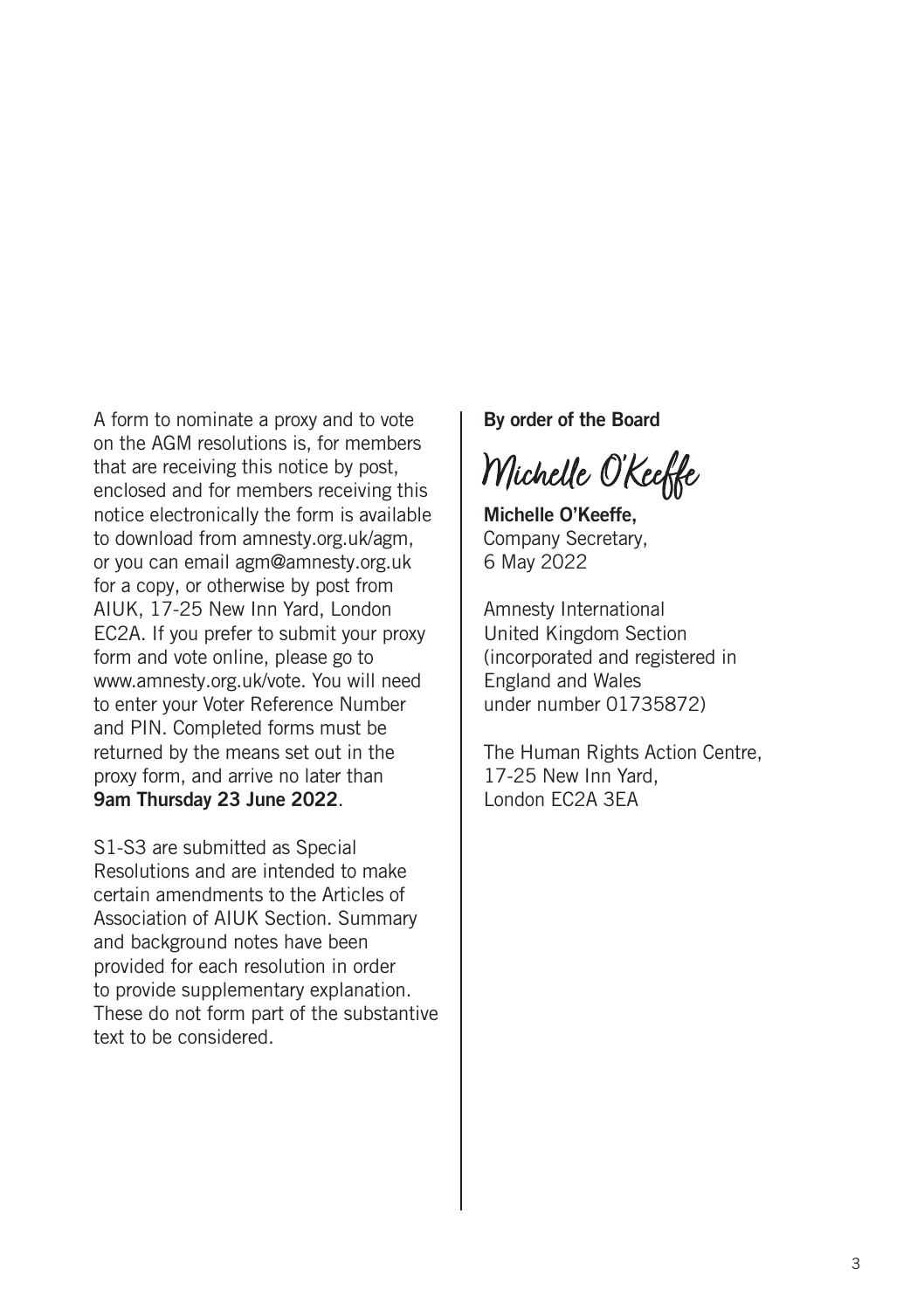A form to nominate a proxy and to vote on the AGM resolutions is, for members that are receiving this notice by post, enclosed and for members receiving this notice electronically the form is available to download from amnesty.org.uk/agm, or you can email agm@amnesty.org.uk for a copy, or otherwise by post from AIUK, 17-25 New Inn Yard, London EC2A. If you prefer to submit your proxy form and vote online, please go to www.amnesty.org.uk/vote. You will need to enter your Voter Reference Number and PIN. Completed forms must be returned by the means set out in the proxy form, and arrive no later than **9am Thursday 23 June 2022**.

S1-S3 are submitted as Special Resolutions and are intended to make certain amendments to the Articles of Association of AIUK Section. Summary and background notes have been provided for each resolution in order to provide supplementary explanation. These do not form part of the substantive text to be considered.

**By order of the Board**

*Michelle O'Keeffe*

**Michelle O'Keeffe,**
Company Secretary,
6 May 2022

Amnesty International
United Kingdom Section
(incorporated and registered in
England and Wales
under number 01735872)

The Human Rights Action Centre,
17-25 New Inn Yard,
London EC2A 3EA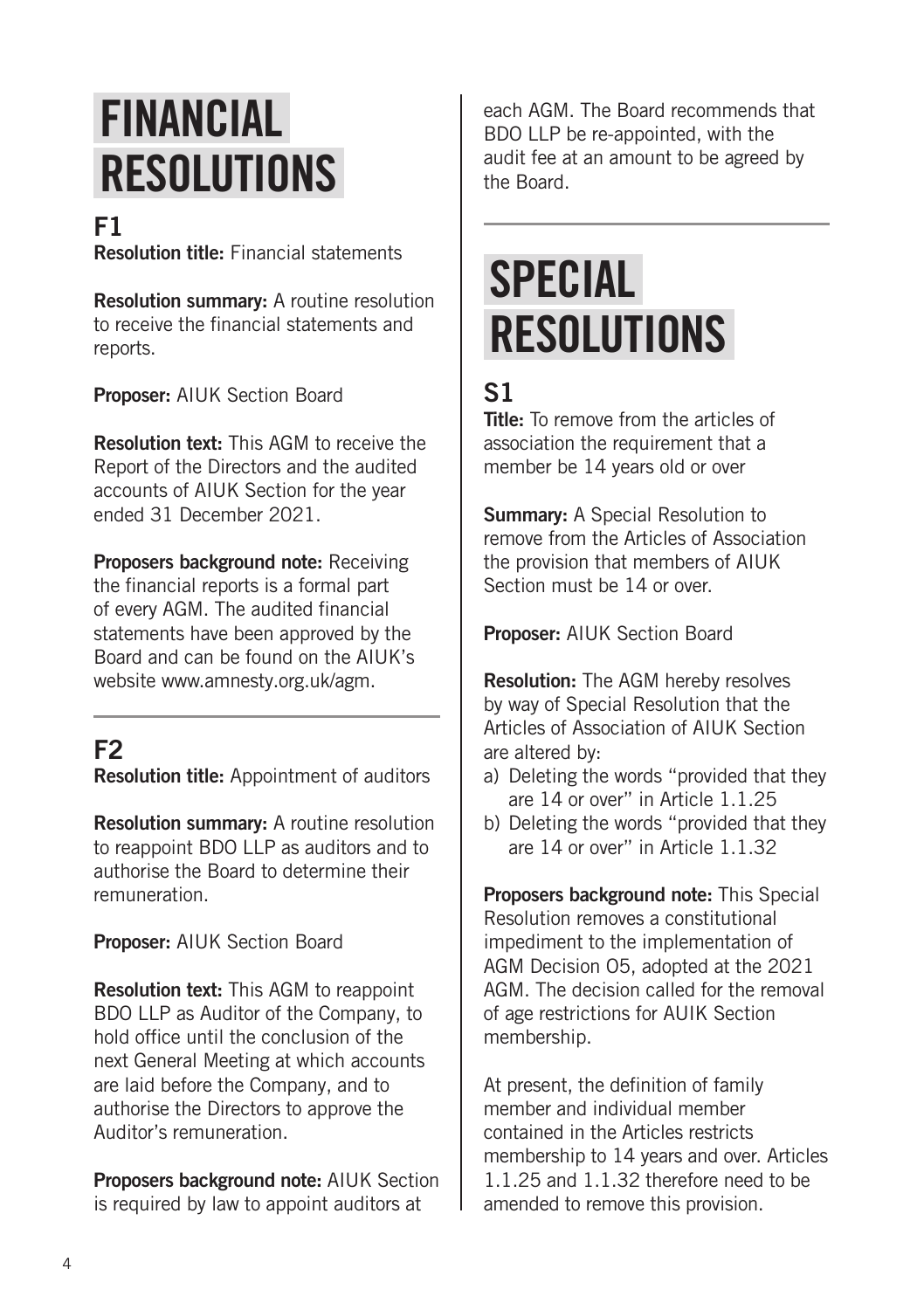# FINANCIAL RESOLUTIONS

## F1

**Resolution title:** Financial statements

**Resolution summary:** A routine resolution to receive the financial statements and reports.

**Proposer:** AIUK Section Board

**Resolution text:** This AGM to receive the Report of the Directors and the audited accounts of AIUK Section for the year ended 31 December 2021.

**Proposers background note:** Receiving the financial reports is a formal part of every AGM. The audited financial statements have been approved by the Board and can be found on the AIUK's website www.amnesty.org.uk/agm.

## F2

**Resolution title:** Appointment of auditors

**Resolution summary:** A routine resolution to reappoint BDO LLP as auditors and to authorise the Board to determine their remuneration.

**Proposer:** AIUK Section Board

**Resolution text:** This AGM to reappoint BDO LLP as Auditor of the Company, to hold office until the conclusion of the next General Meeting at which accounts are laid before the Company, and to authorise the Directors to approve the Auditor's remuneration.

**Proposers background note:** AIUK Section is required by law to appoint auditors at each AGM. The Board recommends that BDO LLP be re-appointed, with the audit fee at an amount to be agreed by the Board.

# SPECIAL RESOLUTIONS

## S1

**Title:** To remove from the articles of association the requirement that a member be 14 years old or over

**Summary:** A Special Resolution to remove from the Articles of Association the provision that members of AIUK Section must be 14 or over.

**Proposer:** AIUK Section Board

**Resolution:** The AGM hereby resolves by way of Special Resolution that the Articles of Association of AIUK Section are altered by:

a) Deleting the words "provided that they are 14 or over" in Article 1.1.25
b) Deleting the words "provided that they are 14 or over" in Article 1.1.32

**Proposers background note:** This Special Resolution removes a constitutional impediment to the implementation of AGM Decision O5, adopted at the 2021 AGM. The decision called for the removal of age restrictions for AUIK Section membership.

At present, the definition of family member and individual member contained in the Articles restricts membership to 14 years and over. Articles 1.1.25 and 1.1.32 therefore need to be amended to remove this provision.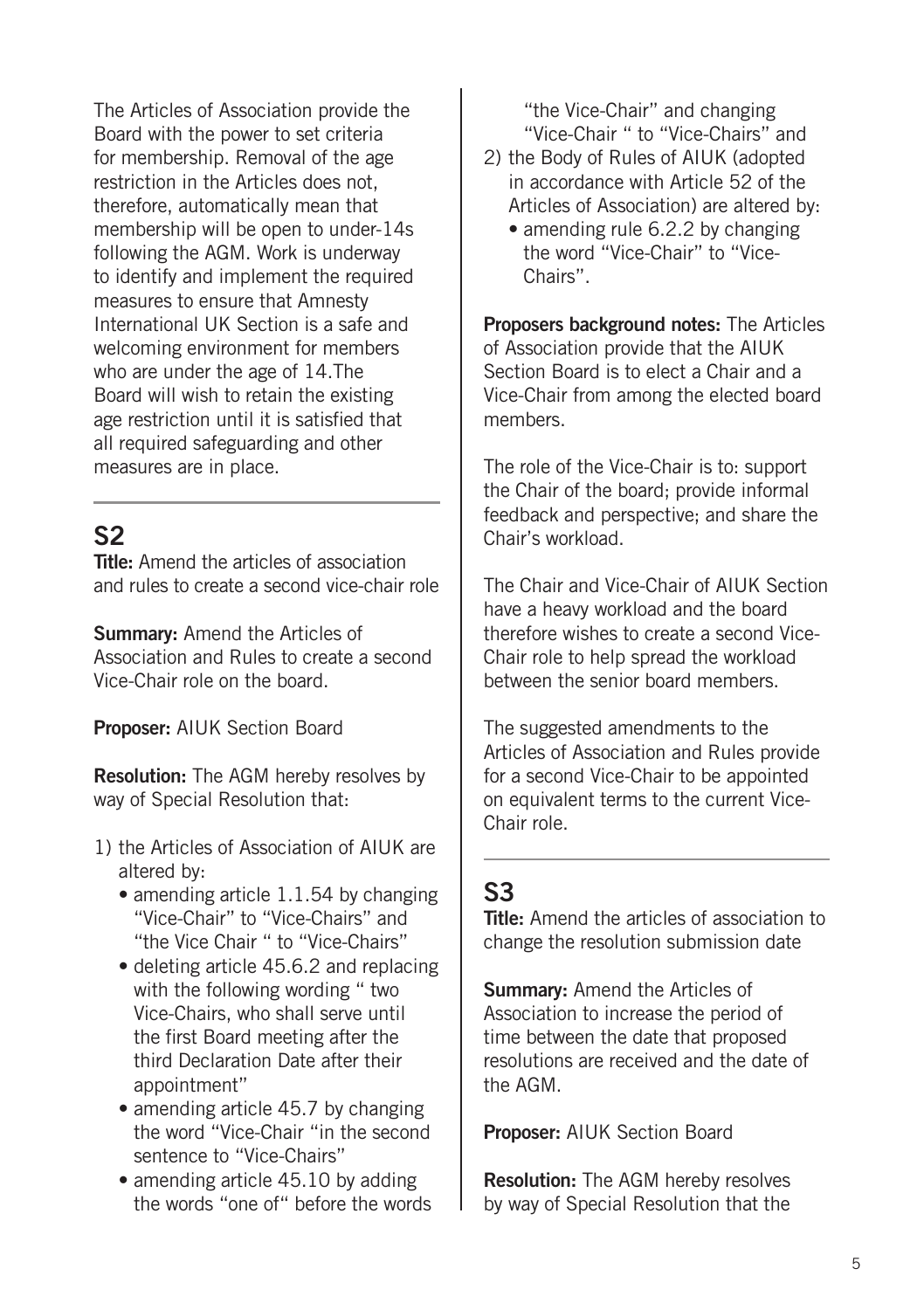The Articles of Association provide the Board with the power to set criteria for membership. Removal of the age restriction in the Articles does not, therefore, automatically mean that membership will be open to under-14s following the AGM. Work is underway to identify and implement the required measures to ensure that Amnesty International UK Section is a safe and welcoming environment for members who are under the age of 14.The Board will wish to retain the existing age restriction until it is satisfied that all required safeguarding and other measures are in place.

## S2

**Title:** Amend the articles of association and rules to create a second vice-chair role

**Summary:** Amend the Articles of Association and Rules to create a second Vice-Chair role on the board.

**Proposer:** AIUK Section Board

**Resolution:** The AGM hereby resolves by way of Special Resolution that:

1) the Articles of Association of AIUK are altered by:
   - amending article 1.1.54 by changing "Vice-Chair" to "Vice-Chairs" and "the Vice Chair " to "Vice-Chairs"
   - deleting article 45.6.2 and replacing with the following wording " two Vice-Chairs, who shall serve until the first Board meeting after the third Declaration Date after their appointment"
   - amending article 45.7 by changing the word "Vice-Chair "in the second sentence to "Vice-Chairs"
   - amending article 45.10 by adding the words "one of" before the words "the Vice-Chair" and changing "Vice-Chair " to "Vice-Chairs" and
2) the Body of Rules of AIUK (adopted in accordance with Article 52 of the Articles of Association) are altered by:
   - amending rule 6.2.2 by changing the word "Vice-Chair" to "Vice-Chairs".

**Proposers background notes:** The Articles of Association provide that the AIUK Section Board is to elect a Chair and a Vice-Chair from among the elected board members.

The role of the Vice-Chair is to: support the Chair of the board; provide informal feedback and perspective; and share the Chair's workload.

The Chair and Vice-Chair of AIUK Section have a heavy workload and the board therefore wishes to create a second Vice-Chair role to help spread the workload between the senior board members.

The suggested amendments to the Articles of Association and Rules provide for a second Vice-Chair to be appointed on equivalent terms to the current Vice-Chair role.

## S3

**Title:** Amend the articles of association to change the resolution submission date

**Summary:** Amend the Articles of Association to increase the period of time between the date that proposed resolutions are received and the date of the AGM.

**Proposer:** AIUK Section Board

**Resolution:** The AGM hereby resolves by way of Special Resolution that the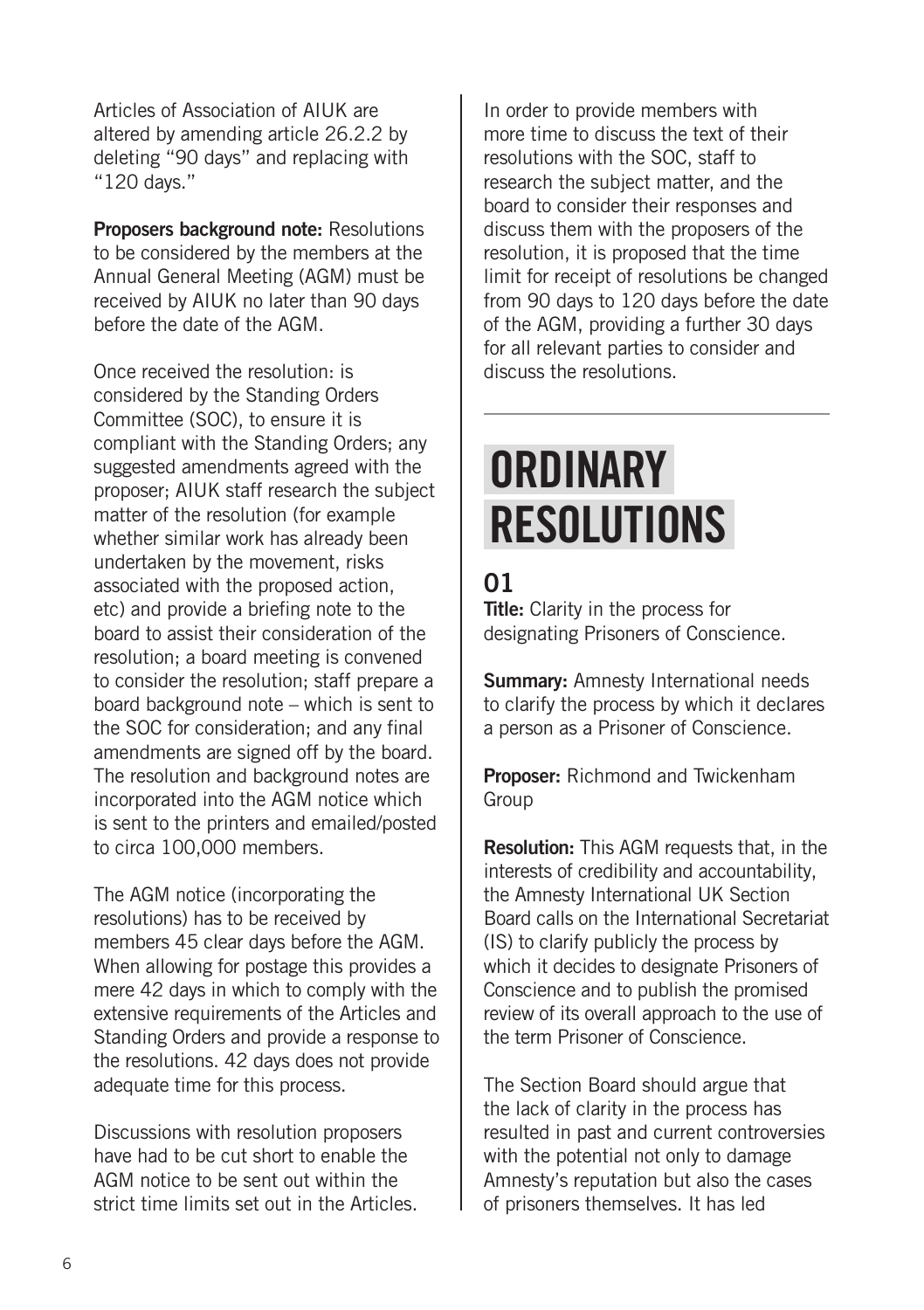Articles of Association of AIUK are altered by amending article 26.2.2 by deleting "90 days" and replacing with "120 days."

**Proposers background note:** Resolutions to be considered by the members at the Annual General Meeting (AGM) must be received by AIUK no later than 90 days before the date of the AGM.

Once received the resolution: is considered by the Standing Orders Committee (SOC), to ensure it is compliant with the Standing Orders; any suggested amendments agreed with the proposer; AIUK staff research the subject matter of the resolution (for example whether similar work has already been undertaken by the movement, risks associated with the proposed action, etc) and provide a briefing note to the board to assist their consideration of the resolution; a board meeting is convened to consider the resolution; staff prepare a board background note – which is sent to the SOC for consideration; and any final amendments are signed off by the board. The resolution and background notes are incorporated into the AGM notice which is sent to the printers and emailed/posted to circa 100,000 members.

The AGM notice (incorporating the resolutions) has to be received by members 45 clear days before the AGM. When allowing for postage this provides a mere 42 days in which to comply with the extensive requirements of the Articles and Standing Orders and provide a response to the resolutions. 42 days does not provide adequate time for this process.

Discussions with resolution proposers have had to be cut short to enable the AGM notice to be sent out within the strict time limits set out in the Articles.

In order to provide members with more time to discuss the text of their resolutions with the SOC, staff to research the subject matter, and the board to consider their responses and discuss them with the proposers of the resolution, it is proposed that the time limit for receipt of resolutions be changed from 90 days to 120 days before the date of the AGM, providing a further 30 days for all relevant parties to consider and discuss the resolutions.

# ORDINARY RESOLUTIONS

## 01

**Title:** Clarity in the process for designating Prisoners of Conscience.

**Summary:** Amnesty International needs to clarify the process by which it declares a person as a Prisoner of Conscience.

**Proposer:** Richmond and Twickenham Group

**Resolution:** This AGM requests that, in the interests of credibility and accountability, the Amnesty International UK Section Board calls on the International Secretariat (IS) to clarify publicly the process by which it decides to designate Prisoners of Conscience and to publish the promised review of its overall approach to the use of the term Prisoner of Conscience.

The Section Board should argue that the lack of clarity in the process has resulted in past and current controversies with the potential not only to damage Amnesty's reputation but also the cases of prisoners themselves. It has led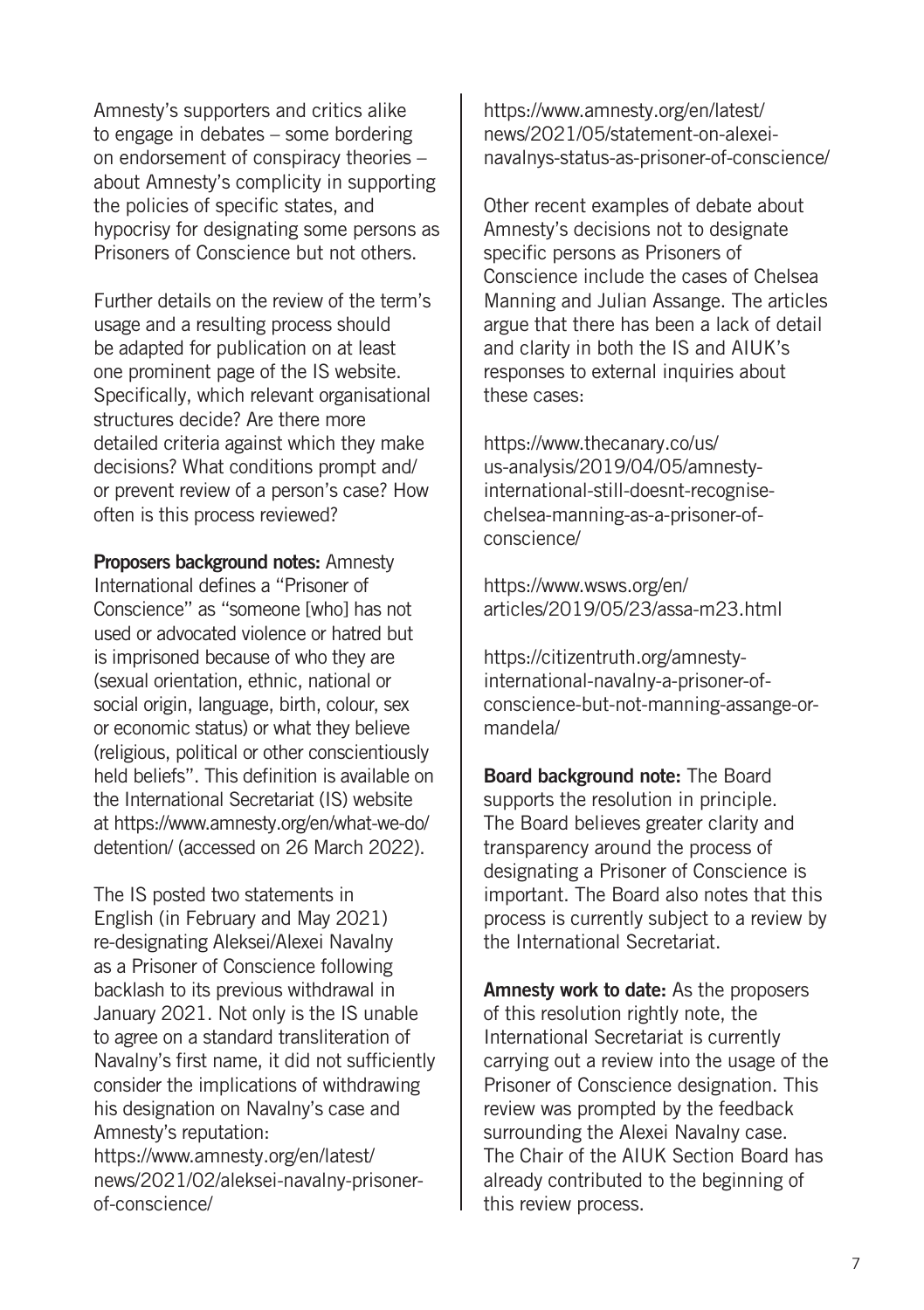Amnesty's supporters and critics alike to engage in debates – some bordering on endorsement of conspiracy theories – about Amnesty's complicity in supporting the policies of specific states, and hypocrisy for designating some persons as Prisoners of Conscience but not others.

Further details on the review of the term's usage and a resulting process should be adapted for publication on at least one prominent page of the IS website. Specifically, which relevant organisational structures decide? Are there more detailed criteria against which they make decisions? What conditions prompt and/or prevent review of a person's case? How often is this process reviewed?

**Proposers background notes:** Amnesty International defines a "Prisoner of Conscience" as "someone [who] has not used or advocated violence or hatred but is imprisoned because of who they are (sexual orientation, ethnic, national or social origin, language, birth, colour, sex or economic status) or what they believe (religious, political or other conscientiously held beliefs". This definition is available on the International Secretariat (IS) website at https://www.amnesty.org/en/what-we-do/detention/ (accessed on 26 March 2022).

The IS posted two statements in English (in February and May 2021) re-designating Aleksei/Alexei Navalny as a Prisoner of Conscience following backlash to its previous withdrawal in January 2021. Not only is the IS unable to agree on a standard transliteration of Navalny's first name, it did not sufficiently consider the implications of withdrawing his designation on Navalny's case and Amnesty's reputation:
https://www.amnesty.org/en/latest/news/2021/02/aleksei-navalny-prisoner-of-conscience/
https://www.amnesty.org/en/latest/news/2021/05/statement-on-alexei-navalnys-status-as-prisoner-of-conscience/

Other recent examples of debate about Amnesty's decisions not to designate specific persons as Prisoners of Conscience include the cases of Chelsea Manning and Julian Assange. The articles argue that there has been a lack of detail and clarity in both the IS and AIUK's responses to external inquiries about these cases:

https://www.thecanary.co/us/us-analysis/2019/04/05/amnesty-international-still-doesnt-recognise-chelsea-manning-as-a-prisoner-of-conscience/

https://www.wsws.org/en/articles/2019/05/23/assa-m23.html

https://citizentruth.org/amnesty-international-navalny-a-prisoner-of-conscience-but-not-manning-assange-or-mandela/

**Board background note:** The Board supports the resolution in principle. The Board believes greater clarity and transparency around the process of designating a Prisoner of Conscience is important. The Board also notes that this process is currently subject to a review by the International Secretariat.

**Amnesty work to date:** As the proposers of this resolution rightly note, the International Secretariat is currently carrying out a review into the usage of the Prisoner of Conscience designation. This review was prompted by the feedback surrounding the Alexei Navalny case. The Chair of the AIUK Section Board has already contributed to the beginning of this review process.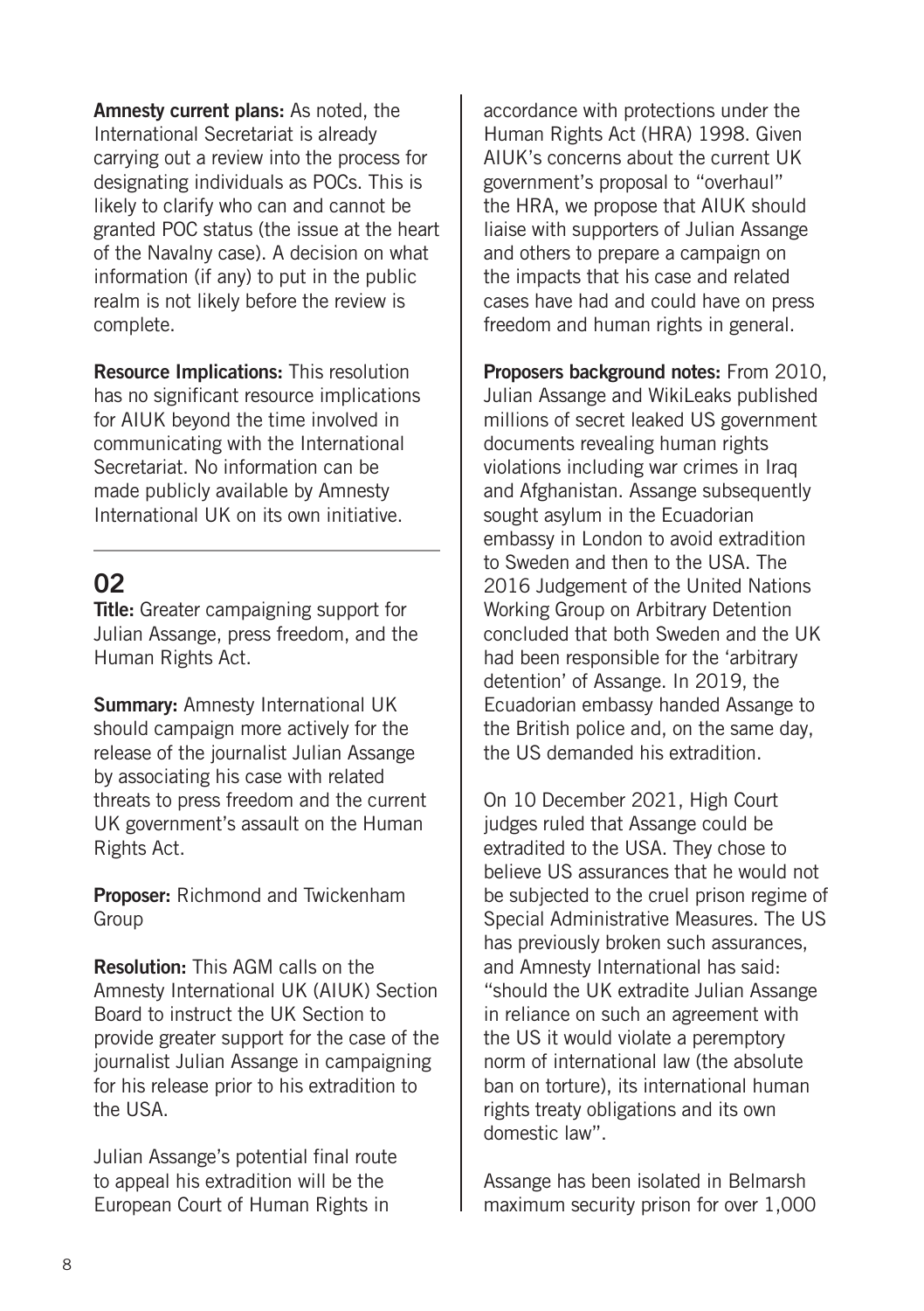**Amnesty current plans:** As noted, the International Secretariat is already carrying out a review into the process for designating individuals as POCs. This is likely to clarify who can and cannot be granted POC status (the issue at the heart of the Navalny case). A decision on what information (if any) to put in the public realm is not likely before the review is complete.

**Resource Implications:** This resolution has no significant resource implications for AIUK beyond the time involved in communicating with the International Secretariat. No information can be made publicly available by Amnesty International UK on its own initiative.

---

## 02

**Title:** Greater campaigning support for Julian Assange, press freedom, and the Human Rights Act.

**Summary:** Amnesty International UK should campaign more actively for the release of the journalist Julian Assange by associating his case with related threats to press freedom and the current UK government's assault on the Human Rights Act.

**Proposer:** Richmond and Twickenham Group

**Resolution:** This AGM calls on the Amnesty International UK (AIUK) Section Board to instruct the UK Section to provide greater support for the case of the journalist Julian Assange in campaigning for his release prior to his extradition to the USA.

Julian Assange's potential final route to appeal his extradition will be the European Court of Human Rights in accordance with protections under the Human Rights Act (HRA) 1998. Given AIUK's concerns about the current UK government's proposal to "overhaul" the HRA, we propose that AIUK should liaise with supporters of Julian Assange and others to prepare a campaign on the impacts that his case and related cases have had and could have on press freedom and human rights in general.

**Proposers background notes:** From 2010, Julian Assange and WikiLeaks published millions of secret leaked US government documents revealing human rights violations including war crimes in Iraq and Afghanistan. Assange subsequently sought asylum in the Ecuadorian embassy in London to avoid extradition to Sweden and then to the USA. The 2016 Judgement of the United Nations Working Group on Arbitrary Detention concluded that both Sweden and the UK had been responsible for the 'arbitrary detention' of Assange. In 2019, the Ecuadorian embassy handed Assange to the British police and, on the same day, the US demanded his extradition.

On 10 December 2021, High Court judges ruled that Assange could be extradited to the USA. They chose to believe US assurances that he would not be subjected to the cruel prison regime of Special Administrative Measures. The US has previously broken such assurances, and Amnesty International has said: "should the UK extradite Julian Assange in reliance on such an agreement with the US it would violate a peremptory norm of international law (the absolute ban on torture), its international human rights treaty obligations and its own domestic law".

Assange has been isolated in Belmarsh maximum security prison for over 1,000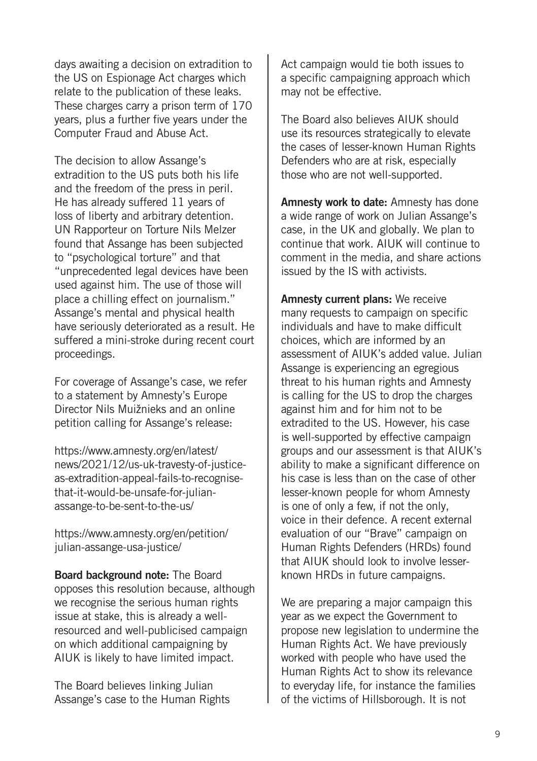days awaiting a decision on extradition to the US on Espionage Act charges which relate to the publication of these leaks. These charges carry a prison term of 170 years, plus a further five years under the Computer Fraud and Abuse Act.

The decision to allow Assange's extradition to the US puts both his life and the freedom of the press in peril. He has already suffered 11 years of loss of liberty and arbitrary detention. UN Rapporteur on Torture Nils Melzer found that Assange has been subjected to "psychological torture" and that "unprecedented legal devices have been used against him. The use of those will place a chilling effect on journalism." Assange's mental and physical health have seriously deteriorated as a result. He suffered a mini-stroke during recent court proceedings.

For coverage of Assange's case, we refer to a statement by Amnesty's Europe Director Nils Muižnieks and an online petition calling for Assange's release:

https://www.amnesty.org/en/latest/news/2021/12/us-uk-travesty-of-justice-as-extradition-appeal-fails-to-recognise-that-it-would-be-unsafe-for-julian-assange-to-be-sent-to-the-us/

https://www.amnesty.org/en/petition/julian-assange-usa-justice/

**Board background note:** The Board opposes this resolution because, although we recognise the serious human rights issue at stake, this is already a well-resourced and well-publicised campaign on which additional campaigning by AIUK is likely to have limited impact.

The Board believes linking Julian Assange's case to the Human Rights Act campaign would tie both issues to a specific campaigning approach which may not be effective.

The Board also believes AIUK should use its resources strategically to elevate the cases of lesser-known Human Rights Defenders who are at risk, especially those who are not well-supported.

**Amnesty work to date:** Amnesty has done a wide range of work on Julian Assange's case, in the UK and globally. We plan to continue that work. AIUK will continue to comment in the media, and share actions issued by the IS with activists.

**Amnesty current plans:** We receive many requests to campaign on specific individuals and have to make difficult choices, which are informed by an assessment of AIUK's added value. Julian Assange is experiencing an egregious threat to his human rights and Amnesty is calling for the US to drop the charges against him and for him not to be extradited to the US. However, his case is well-supported by effective campaign groups and our assessment is that AIUK's ability to make a significant difference on his case is less than on the case of other lesser-known people for whom Amnesty is one of only a few, if not the only, voice in their defence. A recent external evaluation of our "Brave" campaign on Human Rights Defenders (HRDs) found that AIUK should look to involve lesser-known HRDs in future campaigns.

We are preparing a major campaign this year as we expect the Government to propose new legislation to undermine the Human Rights Act. We have previously worked with people who have used the Human Rights Act to show its relevance to everyday life, for instance the families of the victims of Hillsborough. It is not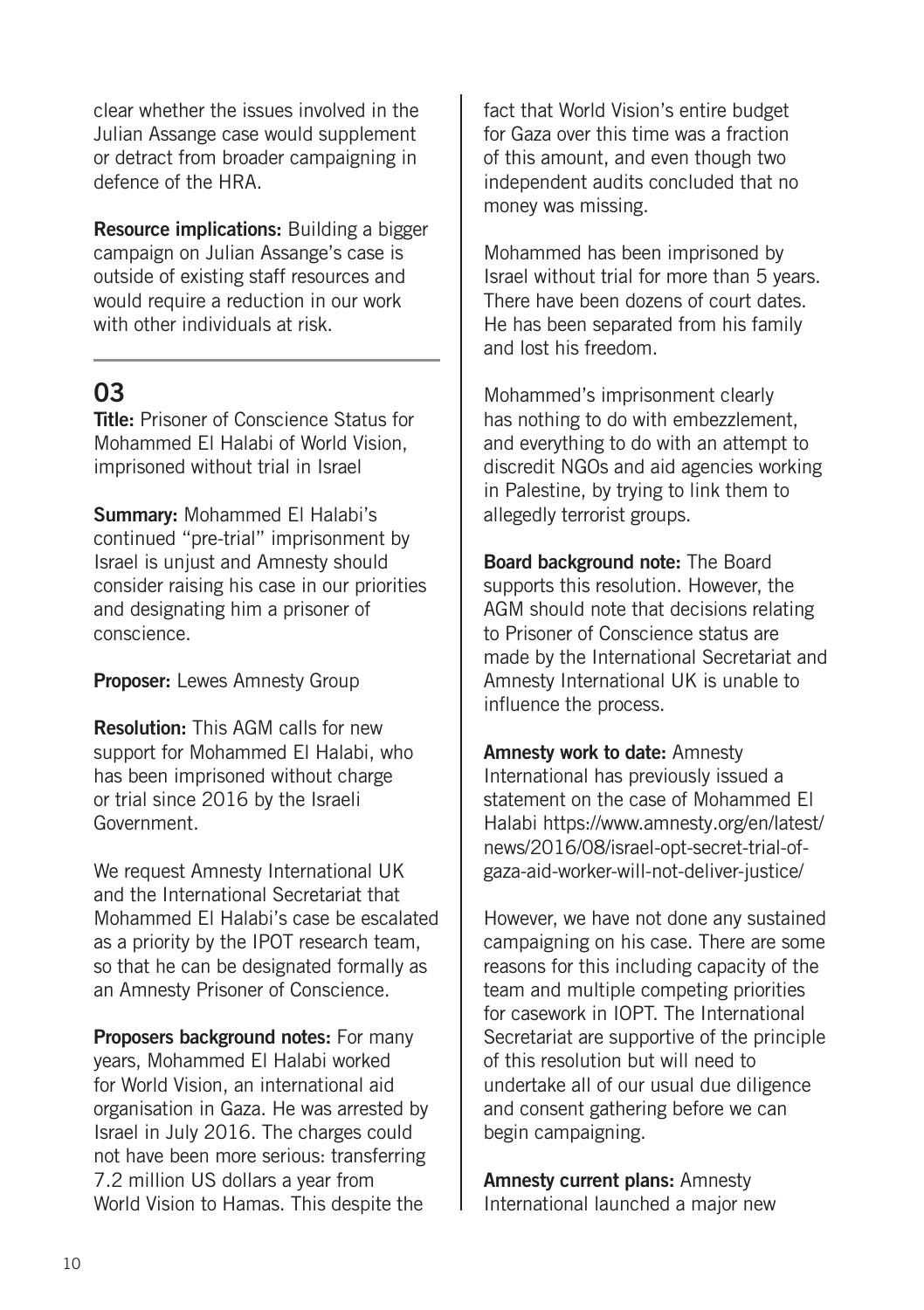clear whether the issues involved in the Julian Assange case would supplement or detract from broader campaigning in defence of the HRA.

**Resource implications:** Building a bigger campaign on Julian Assange's case is outside of existing staff resources and would require a reduction in our work with other individuals at risk.

## 03

**Title:** Prisoner of Conscience Status for Mohammed El Halabi of World Vision, imprisoned without trial in Israel

**Summary:** Mohammed El Halabi's continued "pre-trial" imprisonment by Israel is unjust and Amnesty should consider raising his case in our priorities and designating him a prisoner of conscience.

**Proposer:** Lewes Amnesty Group

**Resolution:** This AGM calls for new support for Mohammed El Halabi, who has been imprisoned without charge or trial since 2016 by the Israeli Government.

We request Amnesty International UK and the International Secretariat that Mohammed El Halabi's case be escalated as a priority by the IPOT research team, so that he can be designated formally as an Amnesty Prisoner of Conscience.

**Proposers background notes:** For many years, Mohammed El Halabi worked for World Vision, an international aid organisation in Gaza. He was arrested by Israel in July 2016. The charges could not have been more serious: transferring 7.2 million US dollars a year from World Vision to Hamas. This despite the fact that World Vision's entire budget for Gaza over this time was a fraction of this amount, and even though two independent audits concluded that no money was missing.

Mohammed has been imprisoned by Israel without trial for more than 5 years. There have been dozens of court dates. He has been separated from his family and lost his freedom.

Mohammed's imprisonment clearly has nothing to do with embezzlement, and everything to do with an attempt to discredit NGOs and aid agencies working in Palestine, by trying to link them to allegedly terrorist groups.

**Board background note:** The Board supports this resolution. However, the AGM should note that decisions relating to Prisoner of Conscience status are made by the International Secretariat and Amnesty International UK is unable to influence the process.

**Amnesty work to date:** Amnesty International has previously issued a statement on the case of Mohammed El Halabi https://www.amnesty.org/en/latest/news/2016/08/israel-opt-secret-trial-of-gaza-aid-worker-will-not-deliver-justice/

However, we have not done any sustained campaigning on his case. There are some reasons for this including capacity of the team and multiple competing priorities for casework in IOPT. The International Secretariat are supportive of the principle of this resolution but will need to undertake all of our usual due diligence and consent gathering before we can begin campaigning.

**Amnesty current plans:** Amnesty International launched a major new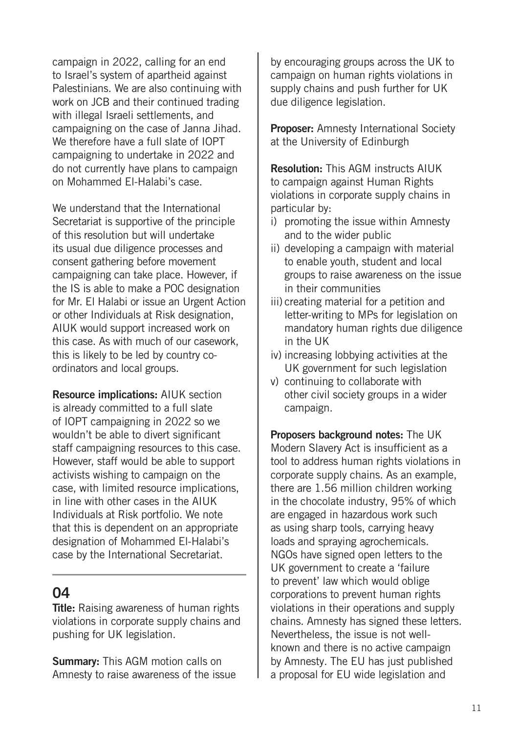campaign in 2022, calling for an end to Israel's system of apartheid against Palestinians. We are also continuing with work on JCB and their continued trading with illegal Israeli settlements, and campaigning on the case of Janna Jihad. We therefore have a full slate of IOPT campaigning to undertake in 2022 and do not currently have plans to campaign on Mohammed El-Halabi's case.

We understand that the International Secretariat is supportive of the principle of this resolution but will undertake its usual due diligence processes and consent gathering before movement campaigning can take place. However, if the IS is able to make a POC designation for Mr. El Halabi or issue an Urgent Action or other Individuals at Risk designation, AIUK would support increased work on this case. As with much of our casework, this is likely to be led by country co-ordinators and local groups.

**Resource implications:** AIUK section is already committed to a full slate of IOPT campaigning in 2022 so we wouldn't be able to divert significant staff campaigning resources to this case. However, staff would be able to support activists wishing to campaign on the case, with limited resource implications, in line with other cases in the AIUK Individuals at Risk portfolio. We note that this is dependent on an appropriate designation of Mohammed El-Halabi's case by the International Secretariat.

## 04

**Title:** Raising awareness of human rights violations in corporate supply chains and pushing for UK legislation.

**Summary:** This AGM motion calls on Amnesty to raise awareness of the issue by encouraging groups across the UK to campaign on human rights violations in supply chains and push further for UK due diligence legislation.

**Proposer:** Amnesty International Society at the University of Edinburgh

**Resolution:** This AGM instructs AIUK to campaign against Human Rights violations in corporate supply chains in particular by:

i) promoting the issue within Amnesty and to the wider public
ii) developing a campaign with material to enable youth, student and local groups to raise awareness on the issue in their communities
iii) creating material for a petition and letter-writing to MPs for legislation on mandatory human rights due diligence in the UK
iv) increasing lobbying activities at the UK government for such legislation
v) continuing to collaborate with other civil society groups in a wider campaign.

**Proposers background notes:** The UK Modern Slavery Act is insufficient as a tool to address human rights violations in corporate supply chains. As an example, there are 1.56 million children working in the chocolate industry, 95% of which are engaged in hazardous work such as using sharp tools, carrying heavy loads and spraying agrochemicals. NGOs have signed open letters to the UK government to create a 'failure to prevent' law which would oblige corporations to prevent human rights violations in their operations and supply chains. Amnesty has signed these letters. Nevertheless, the issue is not well-known and there is no active campaign by Amnesty. The EU has just published a proposal for EU wide legislation and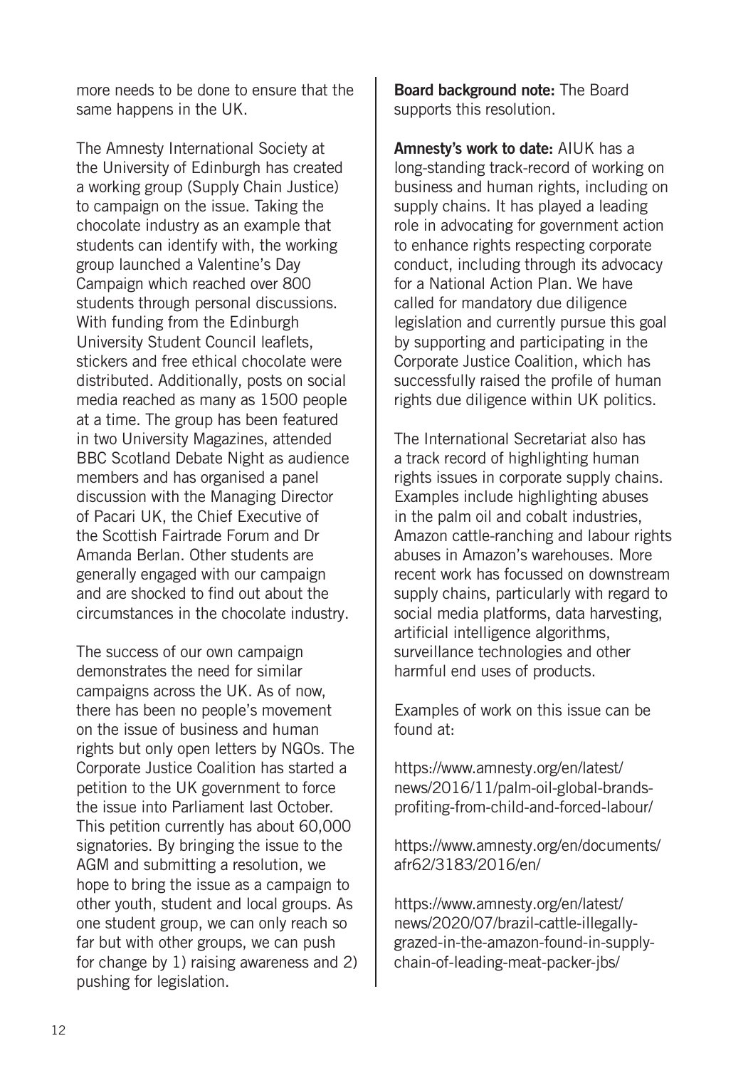more needs to be done to ensure that the same happens in the UK.

The Amnesty International Society at the University of Edinburgh has created a working group (Supply Chain Justice) to campaign on the issue. Taking the chocolate industry as an example that students can identify with, the working group launched a Valentine's Day Campaign which reached over 800 students through personal discussions. With funding from the Edinburgh University Student Council leaflets, stickers and free ethical chocolate were distributed. Additionally, posts on social media reached as many as 1500 people at a time. The group has been featured in two University Magazines, attended BBC Scotland Debate Night as audience members and has organised a panel discussion with the Managing Director of Pacari UK, the Chief Executive of the Scottish Fairtrade Forum and Dr Amanda Berlan. Other students are generally engaged with our campaign and are shocked to find out about the circumstances in the chocolate industry.

The success of our own campaign demonstrates the need for similar campaigns across the UK. As of now, there has been no people's movement on the issue of business and human rights but only open letters by NGOs. The Corporate Justice Coalition has started a petition to the UK government to force the issue into Parliament last October. This petition currently has about 60,000 signatories. By bringing the issue to the AGM and submitting a resolution, we hope to bring the issue as a campaign to other youth, student and local groups. As one student group, we can only reach so far but with other groups, we can push for change by 1) raising awareness and 2) pushing for legislation.

**Board background note:** The Board supports this resolution.

**Amnesty's work to date:** AIUK has a long-standing track-record of working on business and human rights, including on supply chains. It has played a leading role in advocating for government action to enhance rights respecting corporate conduct, including through its advocacy for a National Action Plan. We have called for mandatory due diligence legislation and currently pursue this goal by supporting and participating in the Corporate Justice Coalition, which has successfully raised the profile of human rights due diligence within UK politics.

The International Secretariat also has a track record of highlighting human rights issues in corporate supply chains. Examples include highlighting abuses in the palm oil and cobalt industries, Amazon cattle-ranching and labour rights abuses in Amazon's warehouses. More recent work has focussed on downstream supply chains, particularly with regard to social media platforms, data harvesting, artificial intelligence algorithms, surveillance technologies and other harmful end uses of products.

Examples of work on this issue can be found at:

https://www.amnesty.org/en/latest/news/2016/11/palm-oil-global-brands-profiting-from-child-and-forced-labour/

https://www.amnesty.org/en/documents/afr62/3183/2016/en/

https://www.amnesty.org/en/latest/news/2020/07/brazil-cattle-illegally-grazed-in-the-amazon-found-in-supply-chain-of-leading-meat-packer-jbs/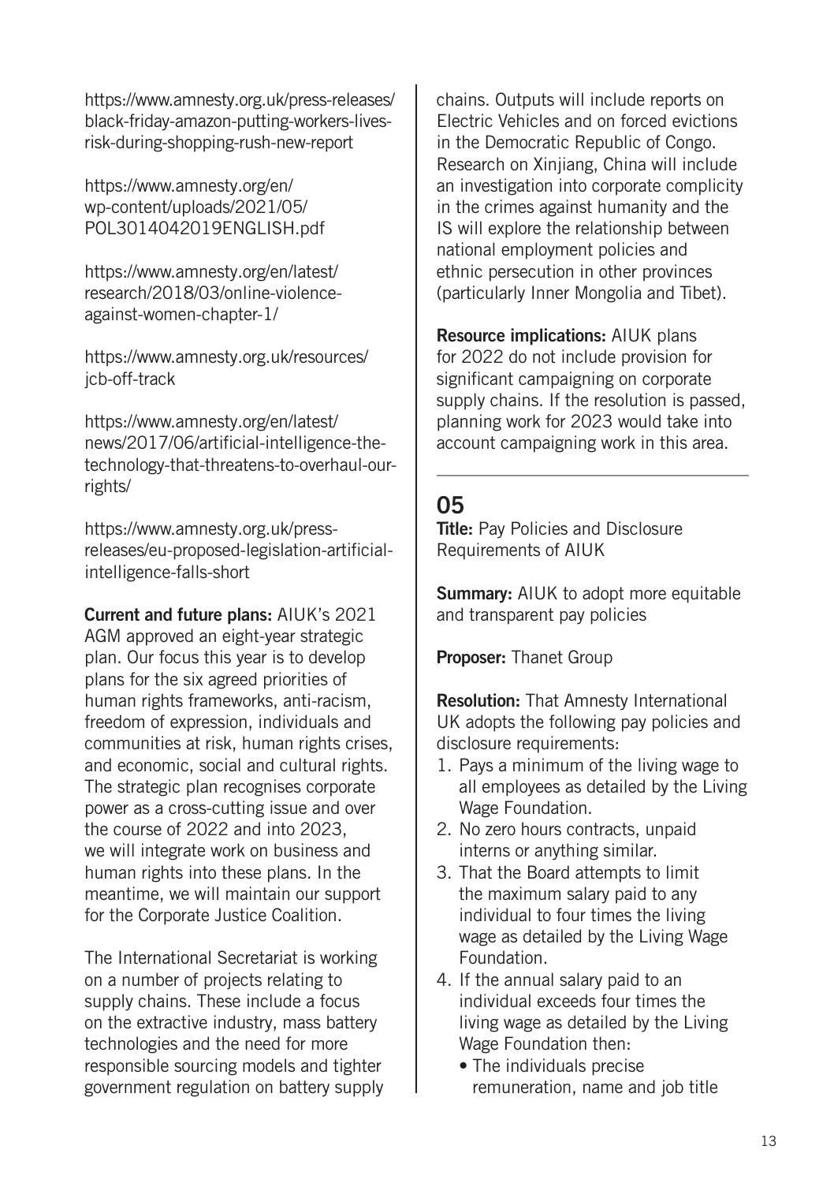https://www.amnesty.org.uk/press-releases/black-friday-amazon-putting-workers-lives-risk-during-shopping-rush-new-report

https://www.amnesty.org/en/wp-content/uploads/2021/05/POL3014042019ENGLISH.pdf

https://www.amnesty.org/en/latest/research/2018/03/online-violence-against-women-chapter-1/

https://www.amnesty.org.uk/resources/jcb-off-track

https://www.amnesty.org/en/latest/news/2017/06/artificial-intelligence-the-technology-that-threatens-to-overhaul-our-rights/

https://www.amnesty.org.uk/press-releases/eu-proposed-legislation-artificial-intelligence-falls-short

**Current and future plans:** AIUK's 2021 AGM approved an eight-year strategic plan. Our focus this year is to develop plans for the six agreed priorities of human rights frameworks, anti-racism, freedom of expression, individuals and communities at risk, human rights crises, and economic, social and cultural rights. The strategic plan recognises corporate power as a cross-cutting issue and over the course of 2022 and into 2023, we will integrate work on business and human rights into these plans. In the meantime, we will maintain our support for the Corporate Justice Coalition.

The International Secretariat is working on a number of projects relating to supply chains. These include a focus on the extractive industry, mass battery technologies and the need for more responsible sourcing models and tighter government regulation on battery supply chains. Outputs will include reports on Electric Vehicles and on forced evictions in the Democratic Republic of Congo. Research on Xinjiang, China will include an investigation into corporate complicity in the crimes against humanity and the IS will explore the relationship between national employment policies and ethnic persecution in other provinces (particularly Inner Mongolia and Tibet).

**Resource implications:** AIUK plans for 2022 do not include provision for significant campaigning on corporate supply chains. If the resolution is passed, planning work for 2023 would take into account campaigning work in this area.

---

## 05

**Title:** Pay Policies and Disclosure Requirements of AIUK

**Summary:** AIUK to adopt more equitable and transparent pay policies

**Proposer:** Thanet Group

**Resolution:** That Amnesty International UK adopts the following pay policies and disclosure requirements:

1. Pays a minimum of the living wage to all employees as detailed by the Living Wage Foundation.
2. No zero hours contracts, unpaid interns or anything similar.
3. That the Board attempts to limit the maximum salary paid to any individual to four times the living wage as detailed by the Living Wage Foundation.
4. If the annual salary paid to an individual exceeds four times the living wage as detailed by the Living Wage Foundation then:
   - The individuals precise remuneration, name and job title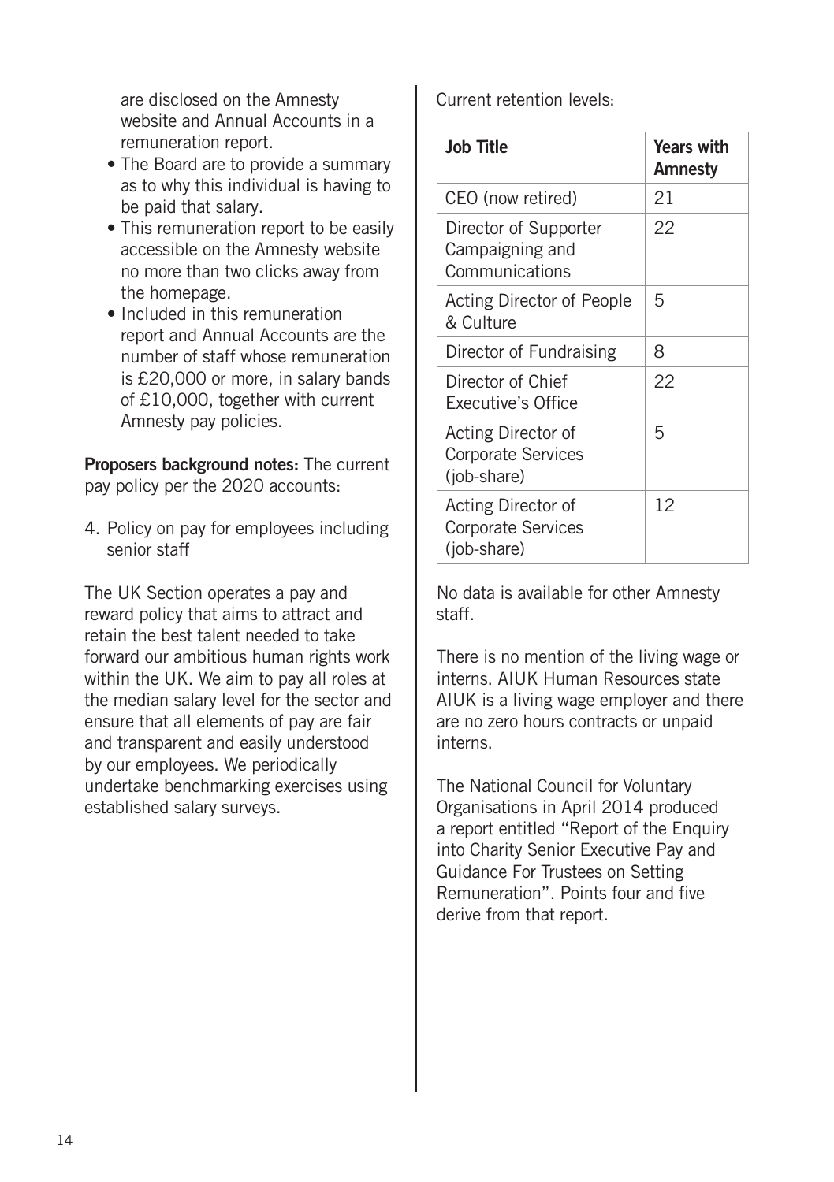are disclosed on the Amnesty website and Annual Accounts in a remuneration report.

- The Board are to provide a summary as to why this individual is having to be paid that salary.
- This remuneration report to be easily accessible on the Amnesty website no more than two clicks away from the homepage.
- Included in this remuneration report and Annual Accounts are the number of staff whose remuneration is £20,000 or more, in salary bands of £10,000, together with current Amnesty pay policies.

**Proposers background notes:** The current pay policy per the 2020 accounts:

4. Policy on pay for employees including senior staff

The UK Section operates a pay and reward policy that aims to attract and retain the best talent needed to take forward our ambitious human rights work within the UK. We aim to pay all roles at the median salary level for the sector and ensure that all elements of pay are fair and transparent and easily understood by our employees. We periodically undertake benchmarking exercises using established salary surveys.

Current retention levels:

| Job Title | Years with Amnesty |
|---|---|
| CEO (now retired) | 21 |
| Director of Supporter Campaigning and Communications | 22 |
| Acting Director of People & Culture | 5 |
| Director of Fundraising | 8 |
| Director of Chief Executive's Office | 22 |
| Acting Director of Corporate Services (job-share) | 5 |
| Acting Director of Corporate Services (job-share) | 12 |

No data is available for other Amnesty staff.

There is no mention of the living wage or interns. AIUK Human Resources state AIUK is a living wage employer and there are no zero hours contracts or unpaid interns.

The National Council for Voluntary Organisations in April 2014 produced a report entitled "Report of the Enquiry into Charity Senior Executive Pay and Guidance For Trustees on Setting Remuneration". Points four and five derive from that report.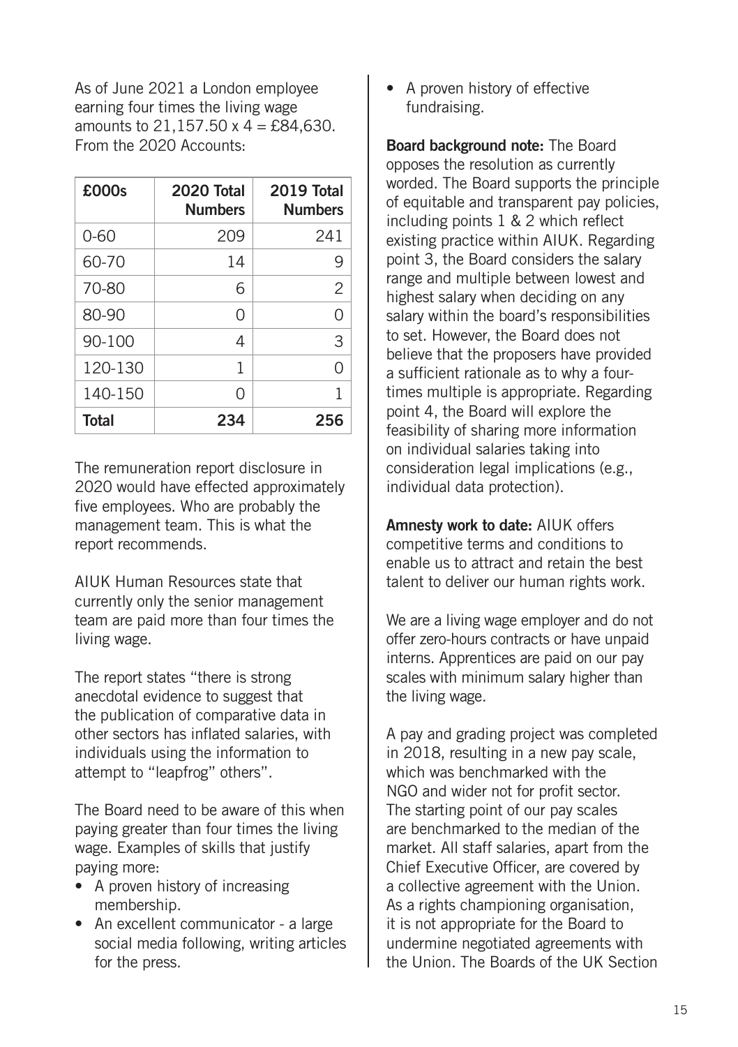As of June 2021 a London employee earning four times the living wage amounts to 21,157.50 x 4 = £84,630. From the 2020 Accounts:

| £000s | 2020 Total Numbers | 2019 Total Numbers |
|---|---:|---:|
| 0-60 | 209 | 241 |
| 60-70 | 14 | 9 |
| 70-80 | 6 | 2 |
| 80-90 | 0 | 0 |
| 90-100 | 4 | 3 |
| 120-130 | 1 | 0 |
| 140-150 | 0 | 1 |
| **Total** | **234** | **256** |

The remuneration report disclosure in 2020 would have effected approximately five employees. Who are probably the management team. This is what the report recommends.

AIUK Human Resources state that currently only the senior management team are paid more than four times the living wage.

The report states "there is strong anecdotal evidence to suggest that the publication of comparative data in other sectors has inflated salaries, with individuals using the information to attempt to "leapfrog" others".

The Board need to be aware of this when paying greater than four times the living wage. Examples of skills that justify paying more:

- A proven history of increasing membership.
- An excellent communicator - a large social media following, writing articles for the press.
- A proven history of effective fundraising.

**Board background note:** The Board opposes the resolution as currently worded. The Board supports the principle of equitable and transparent pay policies, including points 1 & 2 which reflect existing practice within AIUK. Regarding point 3, the Board considers the salary range and multiple between lowest and highest salary when deciding on any salary within the board's responsibilities to set. However, the Board does not believe that the proposers have provided a sufficient rationale as to why a four-times multiple is appropriate. Regarding point 4, the Board will explore the feasibility of sharing more information on individual salaries taking into consideration legal implications (e.g., individual data protection).

**Amnesty work to date:** AIUK offers competitive terms and conditions to enable us to attract and retain the best talent to deliver our human rights work.

We are a living wage employer and do not offer zero-hours contracts or have unpaid interns. Apprentices are paid on our pay scales with minimum salary higher than the living wage.

A pay and grading project was completed in 2018, resulting in a new pay scale, which was benchmarked with the NGO and wider not for profit sector. The starting point of our pay scales are benchmarked to the median of the market. All staff salaries, apart from the Chief Executive Officer, are covered by a collective agreement with the Union. As a rights championing organisation, it is not appropriate for the Board to undermine negotiated agreements with the Union. The Boards of the UK Section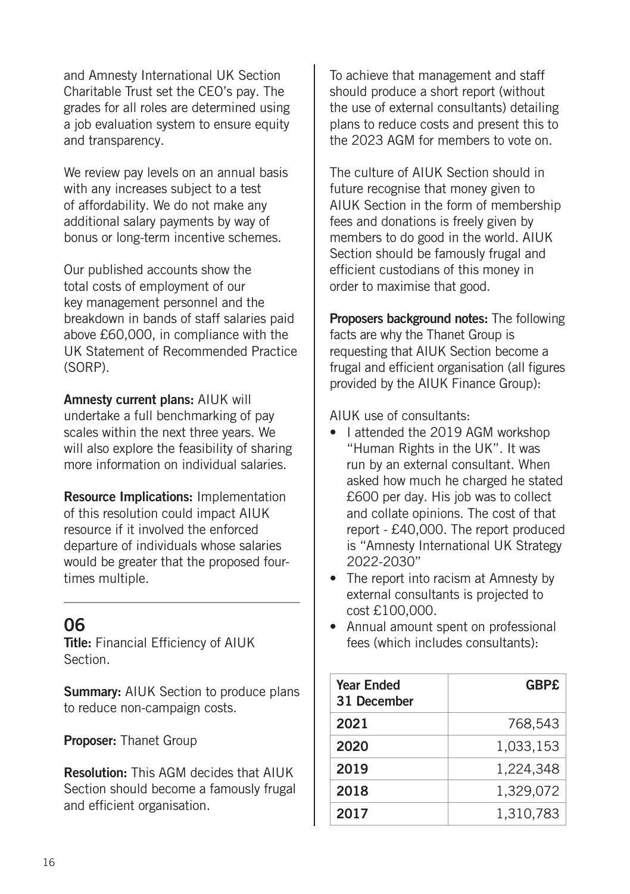and Amnesty International UK Section Charitable Trust set the CEO's pay. The grades for all roles are determined using a job evaluation system to ensure equity and transparency.

We review pay levels on an annual basis with any increases subject to a test of affordability. We do not make any additional salary payments by way of bonus or long-term incentive schemes.

Our published accounts show the total costs of employment of our key management personnel and the breakdown in bands of staff salaries paid above £60,000, in compliance with the UK Statement of Recommended Practice (SORP).

**Amnesty current plans:** AIUK will undertake a full benchmarking of pay scales within the next three years. We will also explore the feasibility of sharing more information on individual salaries.

**Resource Implications:** Implementation of this resolution could impact AIUK resource if it involved the enforced departure of individuals whose salaries would be greater that the proposed four-times multiple.

---

## 06

**Title:** Financial Efficiency of AIUK Section.

**Summary:** AIUK Section to produce plans to reduce non-campaign costs.

**Proposer:** Thanet Group

**Resolution:** This AGM decides that AIUK Section should become a famously frugal and efficient organisation.

To achieve that management and staff should produce a short report (without the use of external consultants) detailing plans to reduce costs and present this to the 2023 AGM for members to vote on.

The culture of AIUK Section should in future recognise that money given to AIUK Section in the form of membership fees and donations is freely given by members to do good in the world. AIUK Section should be famously frugal and efficient custodians of this money in order to maximise that good.

**Proposers background notes:** The following facts are why the Thanet Group is requesting that AIUK Section become a frugal and efficient organisation (all figures provided by the AIUK Finance Group):

AIUK use of consultants:

- I attended the 2019 AGM workshop "Human Rights in the UK". It was run by an external consultant. When asked how much he charged he stated £600 per day. His job was to collect and collate opinions. The cost of that report - £40,000. The report produced is "Amnesty International UK Strategy 2022-2030"
- The report into racism at Amnesty by external consultants is projected to cost £100,000.
- Annual amount spent on professional fees (which includes consultants):

| Year Ended 31 December | GBP£ |
| --- | ---: |
| 2021 | 768,543 |
| 2020 | 1,033,153 |
| 2019 | 1,224,348 |
| 2018 | 1,329,072 |
| 2017 | 1,310,783 |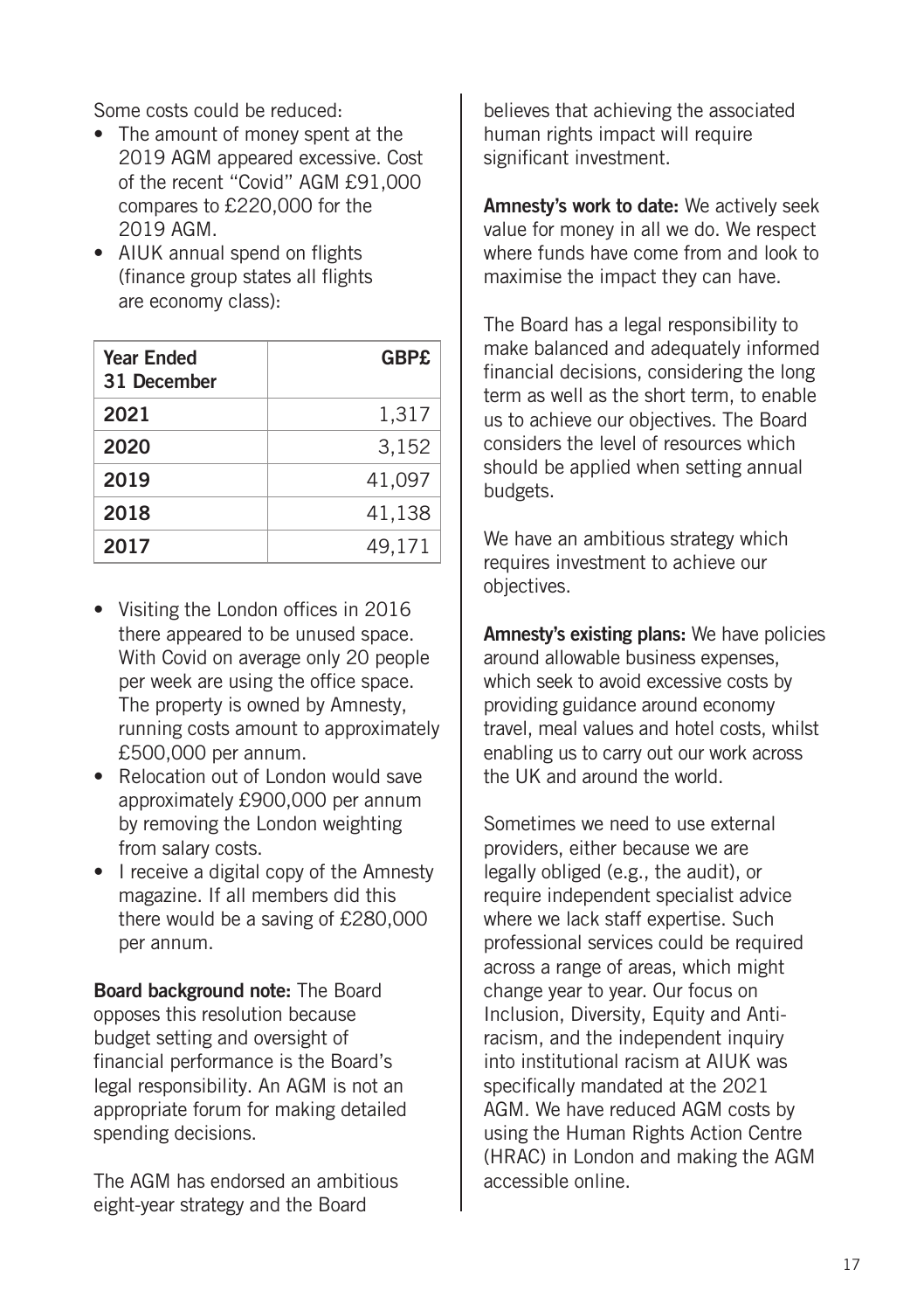Some costs could be reduced:

- The amount of money spent at the 2019 AGM appeared excessive. Cost of the recent "Covid" AGM £91,000 compares to £220,000 for the 2019 AGM.
- AIUK annual spend on flights (finance group states all flights are economy class):

| Year Ended 31 December | GBP£ |
|---|---:|
| 2021 | 1,317 |
| 2020 | 3,152 |
| 2019 | 41,097 |
| 2018 | 41,138 |
| 2017 | 49,171 |

- Visiting the London offices in 2016 there appeared to be unused space. With Covid on average only 20 people per week are using the office space. The property is owned by Amnesty, running costs amount to approximately £500,000 per annum.
- Relocation out of London would save approximately £900,000 per annum by removing the London weighting from salary costs.
- I receive a digital copy of the Amnesty magazine. If all members did this there would be a saving of £280,000 per annum.

**Board background note:** The Board opposes this resolution because budget setting and oversight of financial performance is the Board's legal responsibility. An AGM is not an appropriate forum for making detailed spending decisions.

The AGM has endorsed an ambitious eight-year strategy and the Board believes that achieving the associated human rights impact will require significant investment.

**Amnesty's work to date:** We actively seek value for money in all we do. We respect where funds have come from and look to maximise the impact they can have.

The Board has a legal responsibility to make balanced and adequately informed financial decisions, considering the long term as well as the short term, to enable us to achieve our objectives. The Board considers the level of resources which should be applied when setting annual budgets.

We have an ambitious strategy which requires investment to achieve our objectives.

**Amnesty's existing plans:** We have policies around allowable business expenses, which seek to avoid excessive costs by providing guidance around economy travel, meal values and hotel costs, whilst enabling us to carry out our work across the UK and around the world.

Sometimes we need to use external providers, either because we are legally obliged (e.g., the audit), or require independent specialist advice where we lack staff expertise. Such professional services could be required across a range of areas, which might change year to year. Our focus on Inclusion, Diversity, Equity and Anti-racism, and the independent inquiry into institutional racism at AIUK was specifically mandated at the 2021 AGM. We have reduced AGM costs by using the Human Rights Action Centre (HRAC) in London and making the AGM accessible online.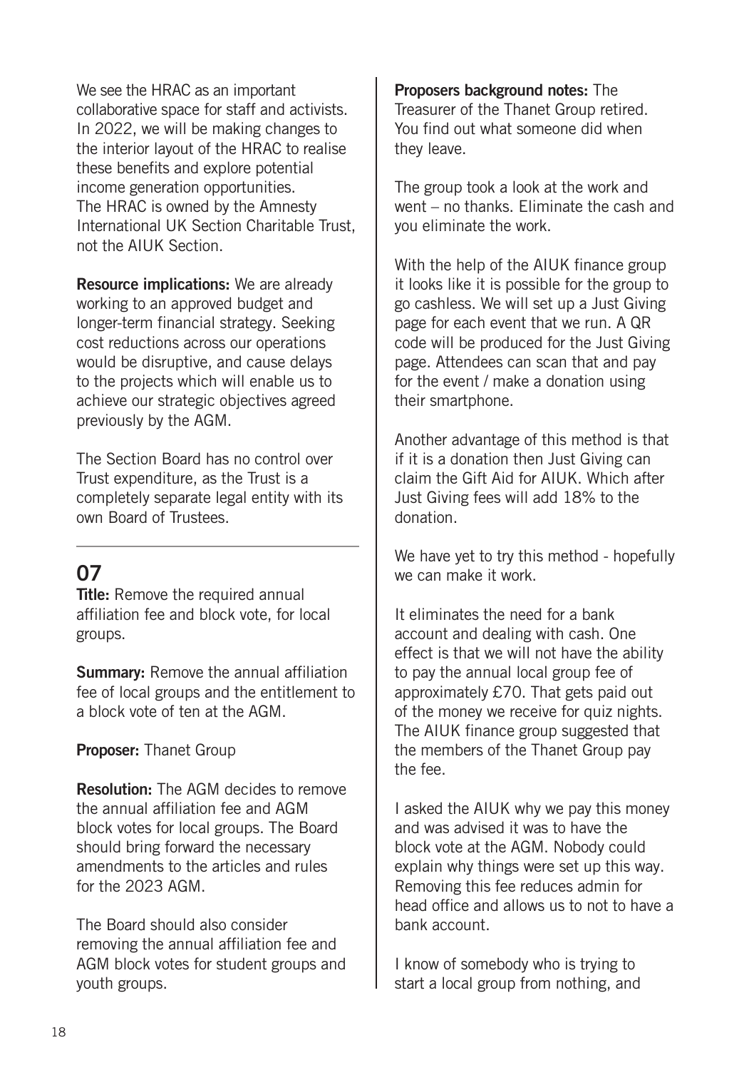We see the HRAC as an important collaborative space for staff and activists. In 2022, we will be making changes to the interior layout of the HRAC to realise these benefits and explore potential income generation opportunities. The HRAC is owned by the Amnesty International UK Section Charitable Trust, not the AIUK Section.

**Resource implications:** We are already working to an approved budget and longer-term financial strategy. Seeking cost reductions across our operations would be disruptive, and cause delays to the projects which will enable us to achieve our strategic objectives agreed previously by the AGM.

The Section Board has no control over Trust expenditure, as the Trust is a completely separate legal entity with its own Board of Trustees.

---

## 07

**Title:** Remove the required annual affiliation fee and block vote, for local groups.

**Summary:** Remove the annual affiliation fee of local groups and the entitlement to a block vote of ten at the AGM.

**Proposer:** Thanet Group

**Resolution:** The AGM decides to remove the annual affiliation fee and AGM block votes for local groups. The Board should bring forward the necessary amendments to the articles and rules for the 2023 AGM.

The Board should also consider removing the annual affiliation fee and AGM block votes for student groups and youth groups.

**Proposers background notes:** The Treasurer of the Thanet Group retired. You find out what someone did when they leave.

The group took a look at the work and went – no thanks. Eliminate the cash and you eliminate the work.

With the help of the AIUK finance group it looks like it is possible for the group to go cashless. We will set up a Just Giving page for each event that we run. A QR code will be produced for the Just Giving page. Attendees can scan that and pay for the event / make a donation using their smartphone.

Another advantage of this method is that if it is a donation then Just Giving can claim the Gift Aid for AIUK. Which after Just Giving fees will add 18% to the donation.

We have yet to try this method - hopefully we can make it work.

It eliminates the need for a bank account and dealing with cash. One effect is that we will not have the ability to pay the annual local group fee of approximately £70. That gets paid out of the money we receive for quiz nights. The AIUK finance group suggested that the members of the Thanet Group pay the fee.

I asked the AIUK why we pay this money and was advised it was to have the block vote at the AGM. Nobody could explain why things were set up this way. Removing this fee reduces admin for head office and allows us to not to have a bank account.

I know of somebody who is trying to start a local group from nothing, and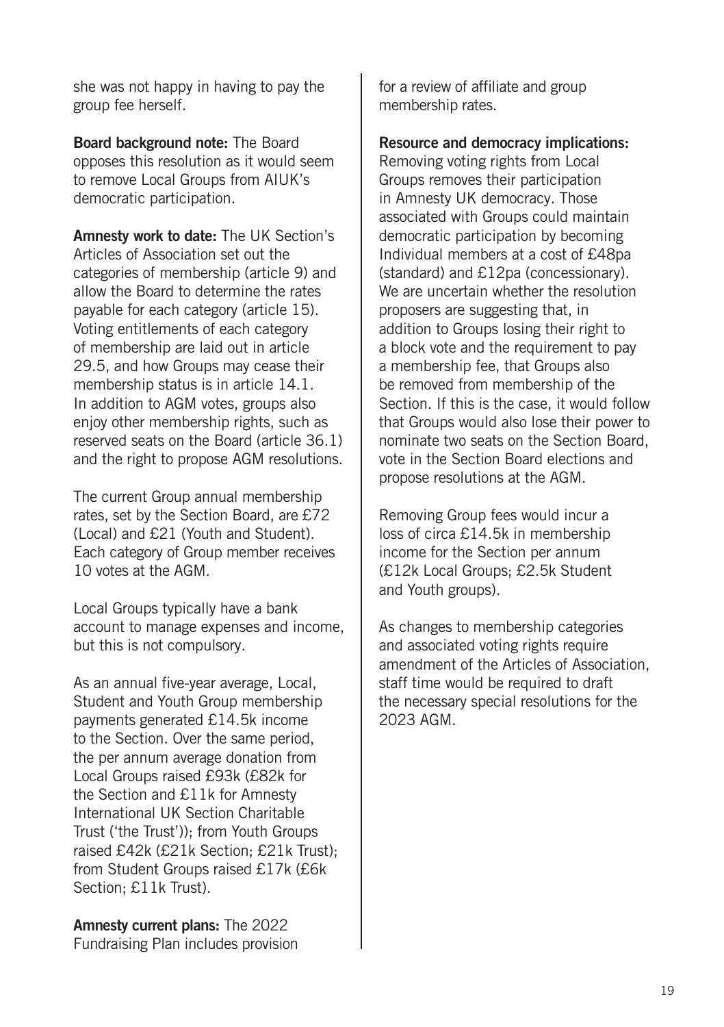she was not happy in having to pay the group fee herself.

**Board background note:** The Board opposes this resolution as it would seem to remove Local Groups from AIUK's democratic participation.

**Amnesty work to date:** The UK Section's Articles of Association set out the categories of membership (article 9) and allow the Board to determine the rates payable for each category (article 15). Voting entitlements of each category of membership are laid out in article 29.5, and how Groups may cease their membership status is in article 14.1. In addition to AGM votes, groups also enjoy other membership rights, such as reserved seats on the Board (article 36.1) and the right to propose AGM resolutions.

The current Group annual membership rates, set by the Section Board, are £72 (Local) and £21 (Youth and Student). Each category of Group member receives 10 votes at the AGM.

Local Groups typically have a bank account to manage expenses and income, but this is not compulsory.

As an annual five-year average, Local, Student and Youth Group membership payments generated £14.5k income to the Section. Over the same period, the per annum average donation from Local Groups raised £93k (£82k for the Section and £11k for Amnesty International UK Section Charitable Trust ('the Trust')); from Youth Groups raised £42k (£21k Section; £21k Trust); from Student Groups raised £17k (£6k Section; £11k Trust).

**Amnesty current plans:** The 2022 Fundraising Plan includes provision for a review of affiliate and group membership rates.

**Resource and democracy implications:** Removing voting rights from Local Groups removes their participation in Amnesty UK democracy. Those associated with Groups could maintain democratic participation by becoming Individual members at a cost of £48pa (standard) and £12pa (concessionary). We are uncertain whether the resolution proposers are suggesting that, in addition to Groups losing their right to a block vote and the requirement to pay a membership fee, that Groups also be removed from membership of the Section. If this is the case, it would follow that Groups would also lose their power to nominate two seats on the Section Board, vote in the Section Board elections and propose resolutions at the AGM.

Removing Group fees would incur a loss of circa £14.5k in membership income for the Section per annum (£12k Local Groups; £2.5k Student and Youth groups).

As changes to membership categories and associated voting rights require amendment of the Articles of Association, staff time would be required to draft the necessary special resolutions for the 2023 AGM.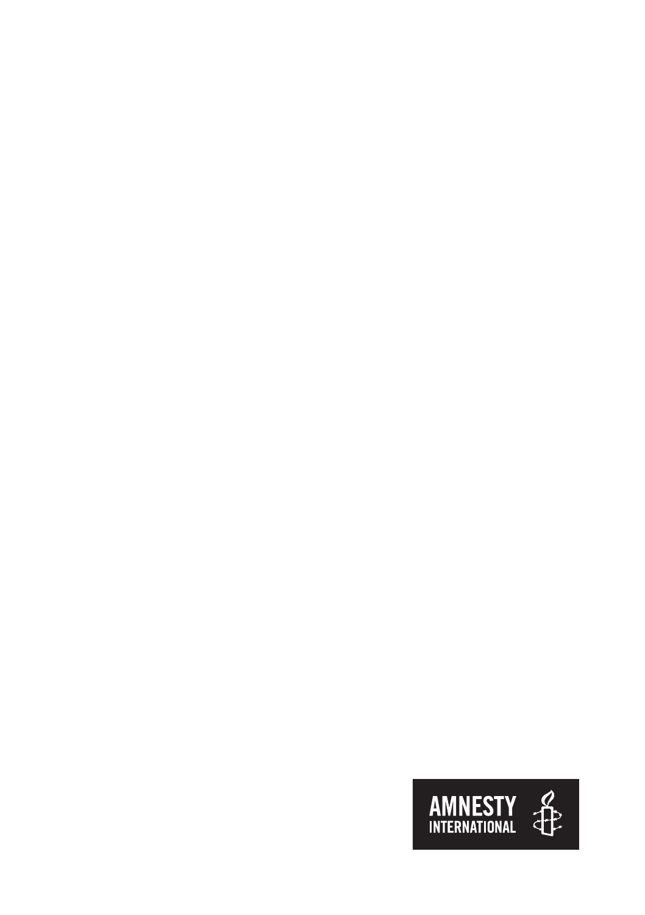AMNESTY INTERNATIONAL